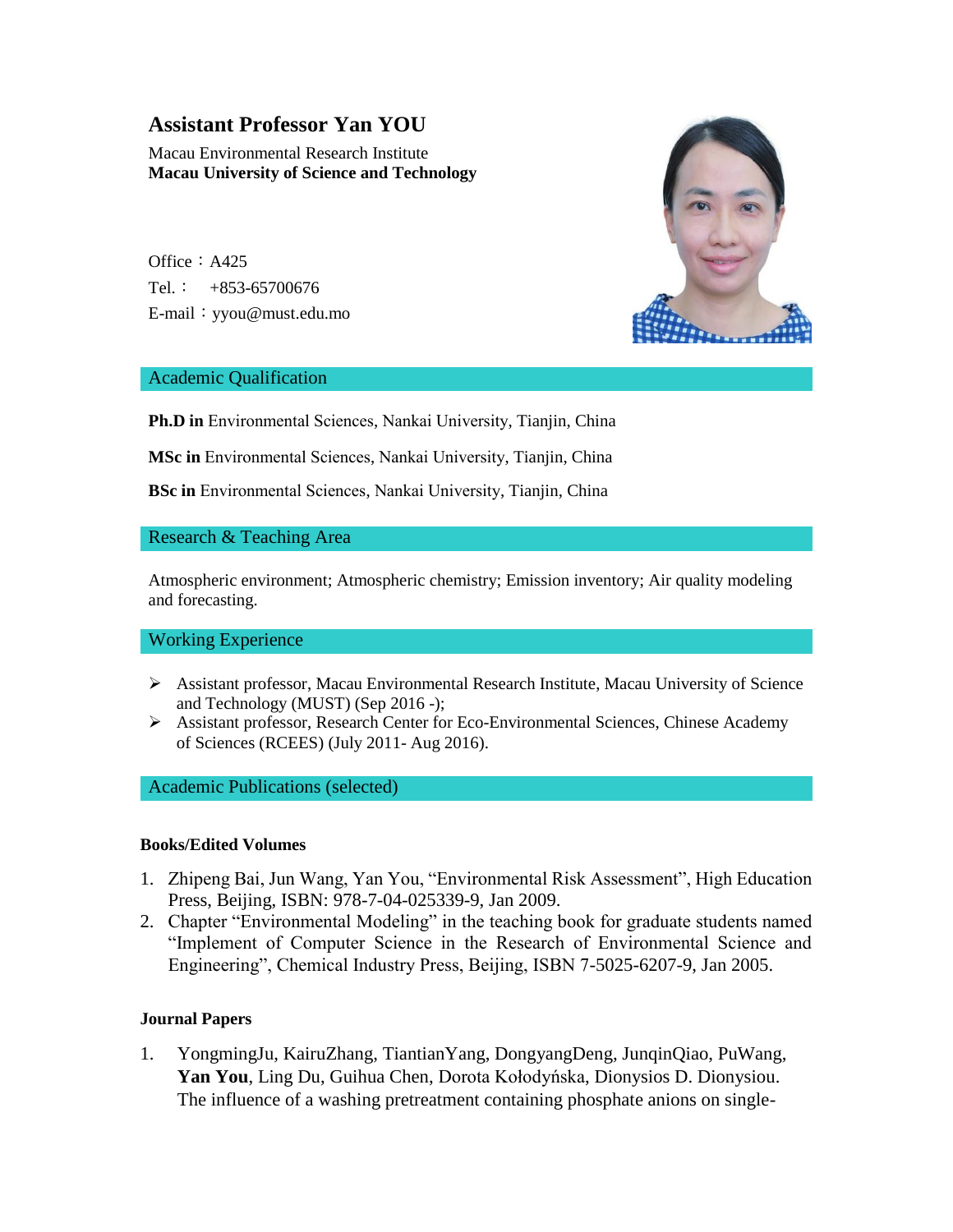# Assistant Professor Yan YOU

Macau Environmental Research Institute
**Macau University of Science and Technology**

Office：A425
Tel.： +853-65700676
E-mail：yyou@must.edu.mo

## Academic Qualification

**Ph.D in** Environmental Sciences, Nankai University, Tianjin, China

**MSc in** Environmental Sciences, Nankai University, Tianjin, China

**BSc in** Environmental Sciences, Nankai University, Tianjin, China

## Research & Teaching Area

Atmospheric environment; Atmospheric chemistry; Emission inventory; Air quality modeling and forecasting.

## Working Experience

- Assistant professor, Macau Environmental Research Institute, Macau University of Science and Technology (MUST) (Sep 2016 -);
- Assistant professor, Research Center for Eco-Environmental Sciences, Chinese Academy of Sciences (RCEES) (July 2011- Aug 2016).

## Academic Publications (selected)

### Books/Edited Volumes

1. Zhipeng Bai, Jun Wang, Yan You, "Environmental Risk Assessment", High Education Press, Beijing, ISBN: 978-7-04-025339-9, Jan 2009.
2. Chapter "Environmental Modeling" in the teaching book for graduate students named "Implement of Computer Science in the Research of Environmental Science and Engineering", Chemical Industry Press, Beijing, ISBN 7-5025-6207-9, Jan 2005.

### Journal Papers

1. YongmingJu, KairuZhang, TiantianYang, DongyangDeng, JunqinQiao, PuWang, **Yan You**, Ling Du, Guihua Chen, Dorota Kołodyńska, Dionysios D. Dionysiou. The influence of a washing pretreatment containing phosphate anions on single-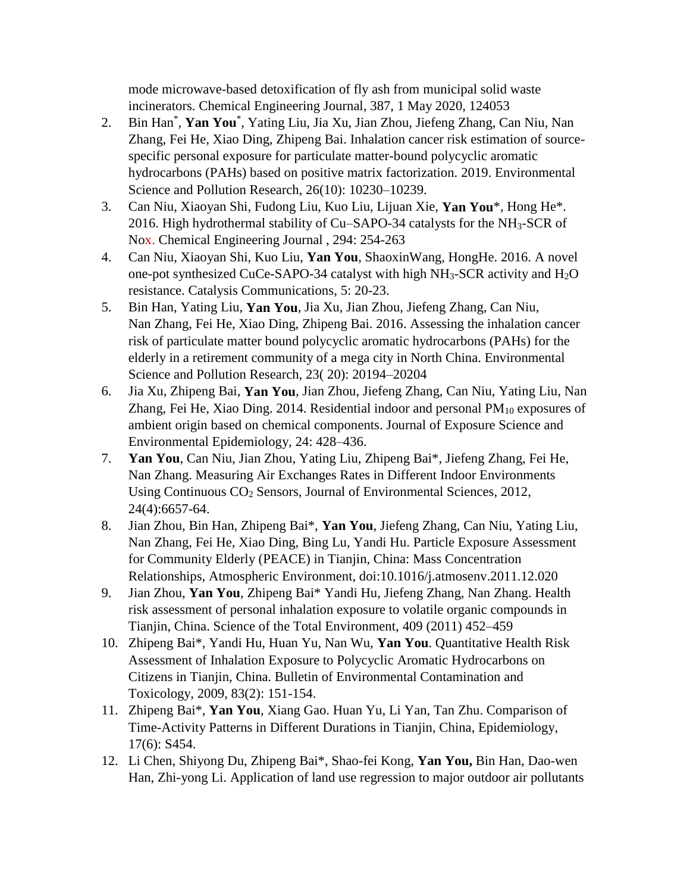mode microwave-based detoxification of fly ash from municipal solid waste incinerators. Chemical Engineering Journal, 387, 1 May 2020, 124053

2. Bin Han*, **Yan You***, Yating Liu, Jia Xu, Jian Zhou, Jiefeng Zhang, Can Niu, Nan Zhang, Fei He, Xiao Ding, Zhipeng Bai. Inhalation cancer risk estimation of source-specific personal exposure for particulate matter-bound polycyclic aromatic hydrocarbons (PAHs) based on positive matrix factorization. 2019. Environmental Science and Pollution Research, 26(10): 10230–10239.
3. Can Niu, Xiaoyan Shi, Fudong Liu, Kuo Liu, Lijuan Xie, **Yan You***, Hong He*. 2016. High hydrothermal stability of Cu–SAPO-34 catalysts for the $NH_3$-SCR of Nox. Chemical Engineering Journal , 294: 254-263
4. Can Niu, Xiaoyan Shi, Kuo Liu, **Yan You**, ShaoxinWang, HongHe. 2016. A novel one-pot synthesized CuCe-SAPO-34 catalyst with high $NH_3$-SCR activity and $H_2O$ resistance. Catalysis Communications, 5: 20-23.
5. Bin Han, Yating Liu, **Yan You**, Jia Xu, Jian Zhou, Jiefeng Zhang, Can Niu, Nan Zhang, Fei He, Xiao Ding, Zhipeng Bai. 2016. Assessing the inhalation cancer risk of particulate matter bound polycyclic aromatic hydrocarbons (PAHs) for the elderly in a retirement community of a mega city in North China. Environmental Science and Pollution Research, 23( 20): 20194–20204
6. Jia Xu, Zhipeng Bai, **Yan You**, Jian Zhou, Jiefeng Zhang, Can Niu, Yating Liu, Nan Zhang, Fei He, Xiao Ding. 2014. Residential indoor and personal $PM_{10}$ exposures of ambient origin based on chemical components. Journal of Exposure Science and Environmental Epidemiology, 24: 428–436.
7. **Yan You**, Can Niu, Jian Zhou, Yating Liu, Zhipeng Bai*, Jiefeng Zhang, Fei He, Nan Zhang. Measuring Air Exchanges Rates in Different Indoor Environments Using Continuous $CO_2$ Sensors, Journal of Environmental Sciences, 2012, 24(4):6657-64.
8. Jian Zhou, Bin Han, Zhipeng Bai*, **Yan You**, Jiefeng Zhang, Can Niu, Yating Liu, Nan Zhang, Fei He, Xiao Ding, Bing Lu, Yandi Hu. Particle Exposure Assessment for Community Elderly (PEACE) in Tianjin, China: Mass Concentration Relationships, Atmospheric Environment, doi:10.1016/j.atmosenv.2011.12.020
9. Jian Zhou, **Yan You**, Zhipeng Bai* Yandi Hu, Jiefeng Zhang, Nan Zhang. Health risk assessment of personal inhalation exposure to volatile organic compounds in Tianjin, China. Science of the Total Environment, 409 (2011) 452–459
10. Zhipeng Bai*, Yandi Hu, Huan Yu, Nan Wu, **Yan You**. Quantitative Health Risk Assessment of Inhalation Exposure to Polycyclic Aromatic Hydrocarbons on Citizens in Tianjin, China. Bulletin of Environmental Contamination and Toxicology, 2009, 83(2): 151-154.
11. Zhipeng Bai*, **Yan You**, Xiang Gao. Huan Yu, Li Yan, Tan Zhu. Comparison of Time-Activity Patterns in Different Durations in Tianjin, China, Epidemiology, 17(6): S454.
12. Li Chen, Shiyong Du, Zhipeng Bai*, Shao-fei Kong, **Yan You,** Bin Han, Dao-wen Han, Zhi-yong Li. Application of land use regression to major outdoor air pollutants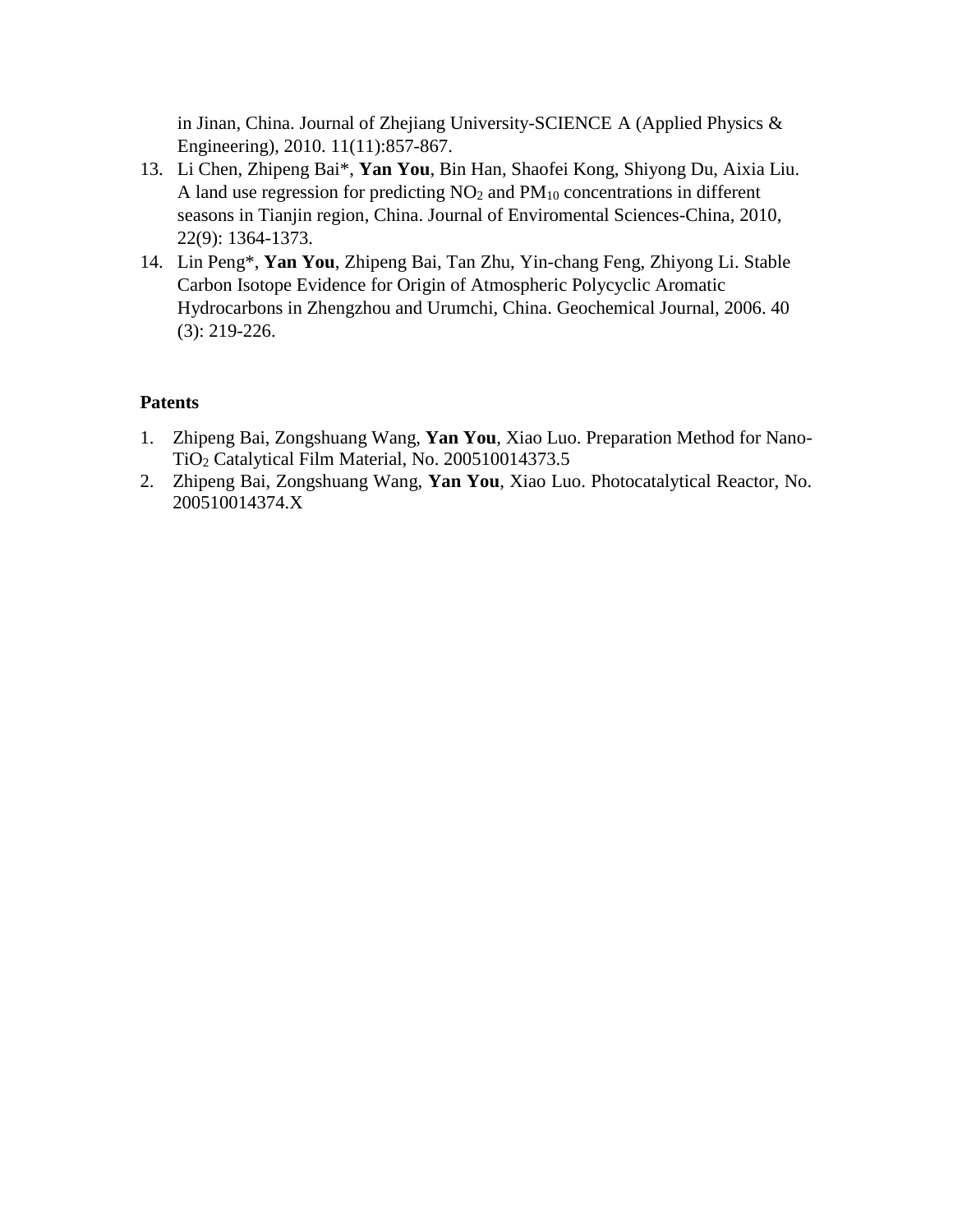in Jinan, China. Journal of Zhejiang University-SCIENCE A (Applied Physics & Engineering), 2010. 11(11):857-867.

13. Li Chen, Zhipeng Bai*, **Yan You**, Bin Han, Shaofei Kong, Shiyong Du, Aixia Liu. A land use regression for predicting $NO_2$ and $PM_{10}$ concentrations in different seasons in Tianjin region, China. Journal of Enviromental Sciences-China, 2010, 22(9): 1364-1373.
14. Lin Peng*, **Yan You**, Zhipeng Bai, Tan Zhu, Yin-chang Feng, Zhiyong Li. Stable Carbon Isotope Evidence for Origin of Atmospheric Polycyclic Aromatic Hydrocarbons in Zhengzhou and Urumchi, China. Geochemical Journal, 2006. 40 (3): 219-226.

### Patents

1. Zhipeng Bai, Zongshuang Wang, **Yan You**, Xiao Luo. Preparation Method for Nano-$TiO_2$ Catalytical Film Material, No. 200510014373.5
2. Zhipeng Bai, Zongshuang Wang, **Yan You**, Xiao Luo. Photocatalytical Reactor, No. 200510014374.X